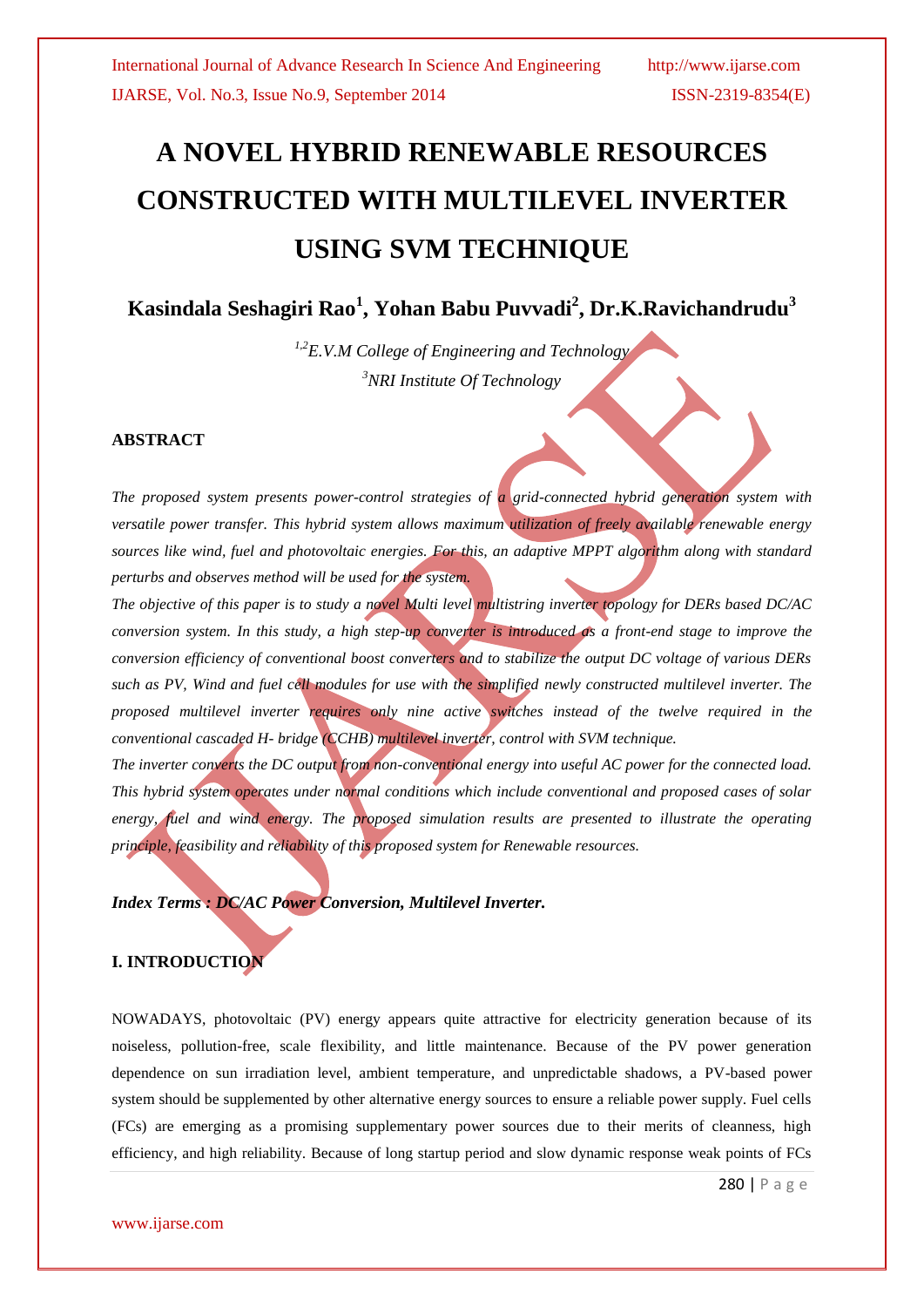# A NOVEL HYBRID RENEWABLE RESOURCES CONSTRUCTED WITH MULTILEVEL INVERTER USING SVM TECHNIQUE

**Kasindala Seshagiri Rao[1], Yohan Babu Puvvadi[2], Dr.K.Ravichandrudu[3]**

*[1,2]E.V.M College of Engineering and Technology*

*[3]NRI Institute Of Technology*

## ABSTRACT

*The proposed system presents power-control strategies of a grid-connected hybrid generation system with versatile power transfer. This hybrid system allows maximum utilization of freely available renewable energy sources like wind, fuel and photovoltaic energies. For this, an adaptive MPPT algorithm along with standard perturbs and observes method will be used for the system.*

*The objective of this paper is to study a novel Multi level multistring inverter topology for DERs based DC/AC conversion system. In this study, a high step-up converter is introduced as a front-end stage to improve the conversion efficiency of conventional boost converters and to stabilize the output DC voltage of various DERs such as PV, Wind and fuel cell modules for use with the simplified newly constructed multilevel inverter. The proposed multilevel inverter requires only nine active switches instead of the twelve required in the conventional cascaded H- bridge (CCHB) multilevel inverter, control with SVM technique.*

*The inverter converts the DC output from non-conventional energy into useful AC power for the connected load. This hybrid system operates under normal conditions which include conventional and proposed cases of solar energy, fuel and wind energy. The proposed simulation results are presented to illustrate the operating principle, feasibility and reliability of this proposed system for Renewable resources.*

***Index Terms : DC/AC Power Conversion, Multilevel Inverter.***

## I. INTRODUCTION

NOWADAYS, photovoltaic (PV) energy appears quite attractive for electricity generation because of its noiseless, pollution-free, scale flexibility, and little maintenance. Because of the PV power generation dependence on sun irradiation level, ambient temperature, and unpredictable shadows, a PV-based power system should be supplemented by other alternative energy sources to ensure a reliable power supply. Fuel cells (FCs) are emerging as a promising supplementary power sources due to their merits of cleanness, high efficiency, and high reliability. Because of long startup period and slow dynamic response weak points of FCs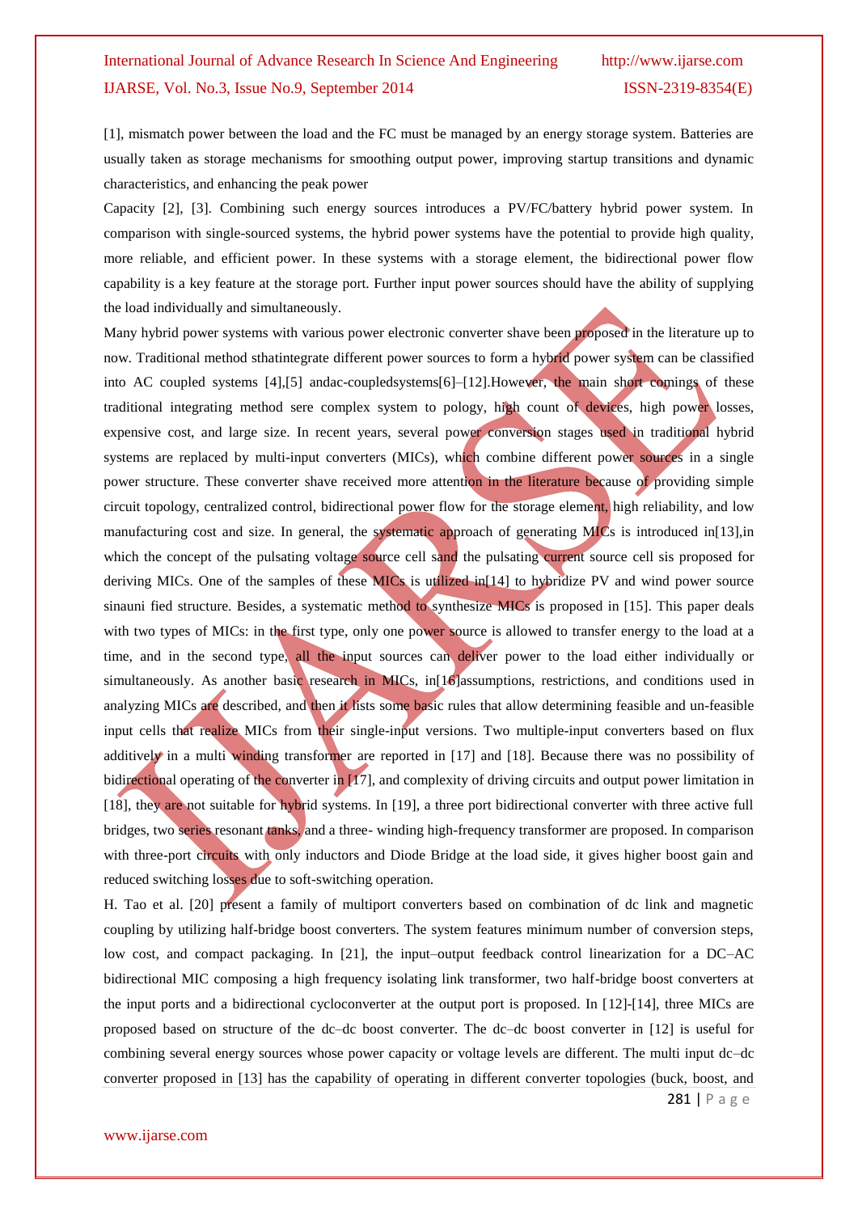[1], mismatch power between the load and the FC must be managed by an energy storage system. Batteries are usually taken as storage mechanisms for smoothing output power, improving startup transitions and dynamic characteristics, and enhancing the peak power

Capacity [2], [3]. Combining such energy sources introduces a PV/FC/battery hybrid power system. In comparison with single-sourced systems, the hybrid power systems have the potential to provide high quality, more reliable, and efficient power. In these systems with a storage element, the bidirectional power flow capability is a key feature at the storage port. Further input power sources should have the ability of supplying the load individually and simultaneously.

Many hybrid power systems with various power electronic converter shave been proposed in the literature up to now. Traditional method sthatintegrate different power sources to form a hybrid power system can be classified into AC coupled systems [4],[5] andac-coupledsystems[6]–[12].However, the main short comings of these traditional integrating method sere complex system to pology, high count of devices, high power losses, expensive cost, and large size. In recent years, several power conversion stages used in traditional hybrid systems are replaced by multi-input converters (MICs), which combine different power sources in a single power structure. These converter shave received more attention in the literature because of providing simple circuit topology, centralized control, bidirectional power flow for the storage element, high reliability, and low manufacturing cost and size. In general, the systematic approach of generating MICs is introduced in[13],in which the concept of the pulsating voltage source cell sand the pulsating current source cell sis proposed for deriving MICs. One of the samples of these MICs is utilized in[14] to hybridize PV and wind power source sinauni fied structure. Besides, a systematic method to synthesize MICs is proposed in [15]. This paper deals with two types of MICs: in the first type, only one power source is allowed to transfer energy to the load at a time, and in the second type, all the input sources can deliver power to the load either individually or simultaneously. As another basic research in MICs, in[16]assumptions, restrictions, and conditions used in analyzing MICs are described, and then it lists some basic rules that allow determining feasible and un-feasible input cells that realize MICs from their single-input versions. Two multiple-input converters based on flux additively in a multi winding transformer are reported in [17] and [18]. Because there was no possibility of bidirectional operating of the converter in [17], and complexity of driving circuits and output power limitation in [18], they are not suitable for hybrid systems. In [19], a three port bidirectional converter with three active full bridges, two series resonant tanks, and a three- winding high-frequency transformer are proposed. In comparison with three-port circuits with only inductors and Diode Bridge at the load side, it gives higher boost gain and reduced switching losses due to soft-switching operation.

H. Tao et al. [20] present a family of multiport converters based on combination of dc link and magnetic coupling by utilizing half-bridge boost converters. The system features minimum number of conversion steps, low cost, and compact packaging. In [21], the input–output feedback control linearization for a DC–AC bidirectional MIC composing a high frequency isolating link transformer, two half-bridge boost converters at the input ports and a bidirectional cycloconverter at the output port is proposed. In [12]-[14], three MICs are proposed based on structure of the dc–dc boost converter. The dc–dc boost converter in [12] is useful for combining several energy sources whose power capacity or voltage levels are different. The multi input dc–dc converter proposed in [13] has the capability of operating in different converter topologies (buck, boost, and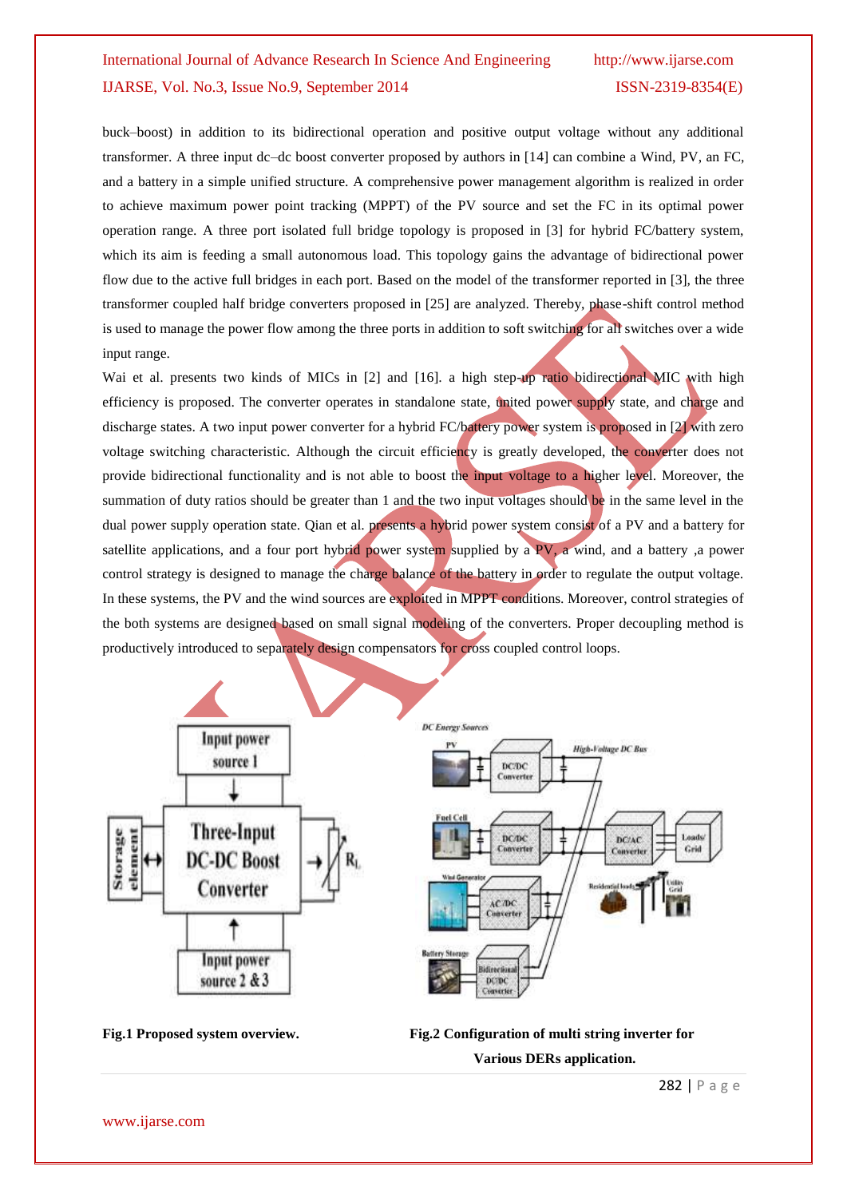buck–boost) in addition to its bidirectional operation and positive output voltage without any additional transformer. A three input dc–dc boost converter proposed by authors in [14] can combine a Wind, PV, an FC, and a battery in a simple unified structure. A comprehensive power management algorithm is realized in order to achieve maximum power point tracking (MPPT) of the PV source and set the FC in its optimal power operation range. A three port isolated full bridge topology is proposed in [3] for hybrid FC/battery system, which its aim is feeding a small autonomous load. This topology gains the advantage of bidirectional power flow due to the active full bridges in each port. Based on the model of the transformer reported in [3], the three transformer coupled half bridge converters proposed in [25] are analyzed. Thereby, phase-shift control method is used to manage the power flow among the three ports in addition to soft switching for all switches over a wide input range.

Wai et al. presents two kinds of MICs in [2] and [16]. a high step-up ratio bidirectional MIC with high efficiency is proposed. The converter operates in standalone state, united power supply state, and charge and discharge states. A two input power converter for a hybrid FC/battery power system is proposed in [2] with zero voltage switching characteristic. Although the circuit efficiency is greatly developed, the converter does not provide bidirectional functionality and is not able to boost the input voltage to a higher level. Moreover, the summation of duty ratios should be greater than 1 and the two input voltages should be in the same level in the dual power supply operation state. Qian et al. presents a hybrid power system consist of a PV and a battery for satellite applications, and a four port hybrid power system supplied by a PV, a wind, and a battery ,a power control strategy is designed to manage the charge balance of the battery in order to regulate the output voltage. In these systems, the PV and the wind sources are exploited in MPPT conditions. Moreover, control strategies of the both systems are designed based on small signal modeling of the converters. Proper decoupling method is productively introduced to separately design compensators for cross coupled control loops.

**Fig.1 Proposed system overview.**

**Fig.2 Configuration of multi string inverter for Various DERs application.**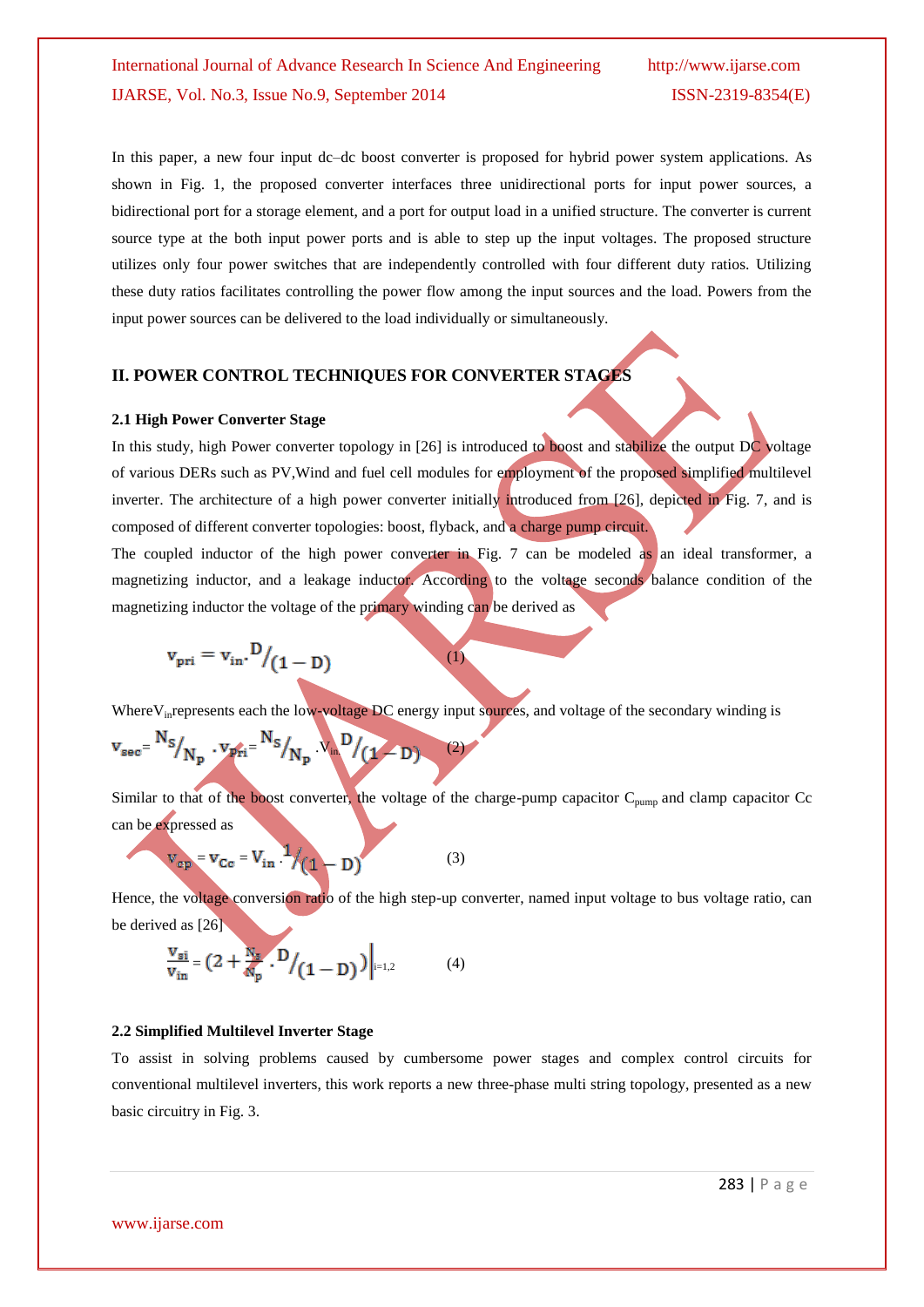In this paper, a new four input dc–dc boost converter is proposed for hybrid power system applications. As shown in Fig. 1, the proposed converter interfaces three unidirectional ports for input power sources, a bidirectional port for a storage element, and a port for output load in a unified structure. The converter is current source type at the both input power ports and is able to step up the input voltages. The proposed structure utilizes only four power switches that are independently controlled with four different duty ratios. Utilizing these duty ratios facilitates controlling the power flow among the input sources and the load. Powers from the input power sources can be delivered to the load individually or simultaneously.

## II. POWER CONTROL TECHNIQUES FOR CONVERTER STAGES

### 2.1 High Power Converter Stage

In this study, high Power converter topology in [26] is introduced to boost and stabilize the output DC voltage of various DERs such as PV,Wind and fuel cell modules for employment of the proposed simplified multilevel inverter. The architecture of a high power converter initially introduced from [26], depicted in Fig. 7, and is composed of different converter topologies: boost, flyback, and a charge pump circuit.

The coupled inductor of the high power converter in Fig. 7 can be modeled as an ideal transformer, a magnetizing inductor, and a leakage inductor. According to the voltage seconds balance condition of the magnetizing inductor the voltage of the primary winding can be derived as

$$v_{pri} = v_{in}. {}^{D}/_{(1-D)} \qquad (1)$$

Where$V_{in}$represents each the low-voltage DC energy input sources, and voltage of the secondary winding is

$$v_{sec} = {}^{N_S}/_{N_p} . v_{pri} = {}^{N_S}/_{N_p} .V_{in}. {}^{D}/_{(1-D)} \qquad (2)$$

Similar to that of the boost converter, the voltage of the charge-pump capacitor $C_{pump}$ and clamp capacitor Cc can be expressed as

$$v_{cp} = v_{Cc} = V_{in} . {}^{1}/_{(1-D)} \qquad (3)$$

Hence, the voltage conversion ratio of the high step-up converter, named input voltage to bus voltage ratio, can be derived as [26]

$$\frac{v_{si}}{v_{in}} = \left(2 + \frac{N_s}{N_p} . {}^{D}/_{(1-D)}\right)\Big|_{i=1,2} \qquad (4)$$

### 2.2 Simplified Multilevel Inverter Stage

To assist in solving problems caused by cumbersome power stages and complex control circuits for conventional multilevel inverters, this work reports a new three-phase multi string topology, presented as a new basic circuitry in Fig. 3.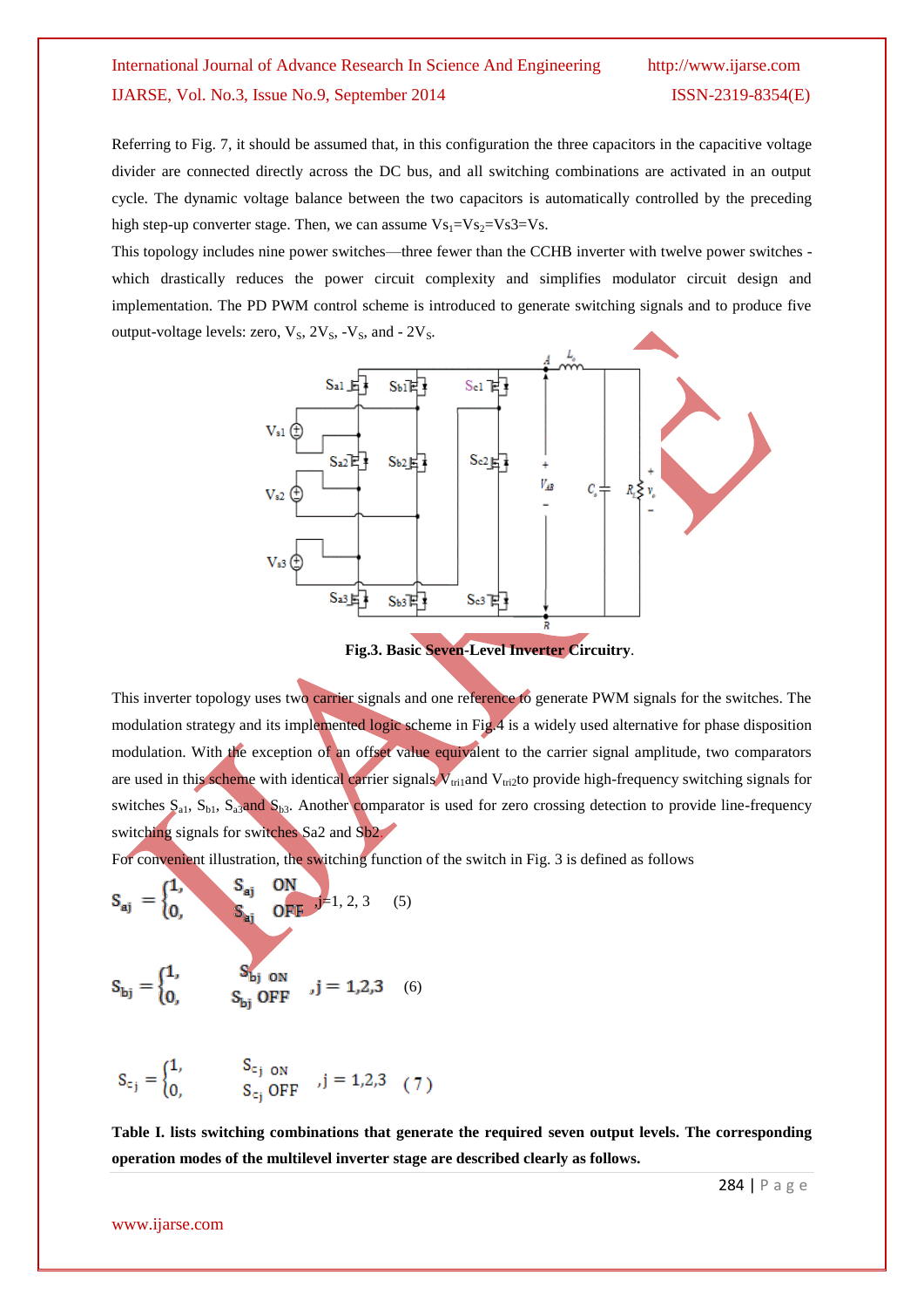Referring to Fig. 7, it should be assumed that, in this configuration the three capacitors in the capacitive voltage divider are connected directly across the DC bus, and all switching combinations are activated in an output cycle. The dynamic voltage balance between the two capacitors is automatically controlled by the preceding high step-up converter stage. Then, we can assume $Vs_1=Vs_2=Vs3=Vs$.

This topology includes nine power switches—three fewer than the CCHB inverter with twelve power switches - which drastically reduces the power circuit complexity and simplifies modulator circuit design and implementation. The PD PWM control scheme is introduced to generate switching signals and to produce five output-voltage levels: zero, $V_S$, $2V_S$, $-V_S$, and $-2V_S$.

**Fig.3. Basic Seven-Level Inverter Circuitry**.

This inverter topology uses two carrier signals and one reference to generate PWM signals for the switches. The modulation strategy and its implemented logic scheme in Fig.4 is a widely used alternative for phase disposition modulation. With the exception of an offset value equivalent to the carrier signal amplitude, two comparators are used in this scheme with identical carrier signals $V_{tri1}$ and $V_{tri2}$ to provide high-frequency switching signals for switches $S_{a1}$, $S_{b1}$, $S_{a3}$ and $S_{b3}$. Another comparator is used for zero crossing detection to provide line-frequency switching signals for switches Sa2 and Sb2.

For convenient illustration, the switching function of the switch in Fig. 3 is defined as follows

$$S_{aj} = \begin{cases} 1, & S_{aj} \ \text{ON} \\ 0, & S_{aj} \ \text{OFF} \end{cases} ,j=1,2,3 \quad (5)$$

$$S_{bj} = \begin{cases} 1, & S_{bj} \ \text{ON} \\ 0, & S_{bj} \ \text{OFF} \end{cases} ,j=1,2,3 \quad (6)$$

$$S_{cj} = \begin{cases} 1, & S_{cj} \ \text{ON} \\ 0, & S_{cj} \ \text{OFF} \end{cases} ,j=1,2,3 \quad (7)$$

**Table I. lists switching combinations that generate the required seven output levels. The corresponding operation modes of the multilevel inverter stage are described clearly as follows.**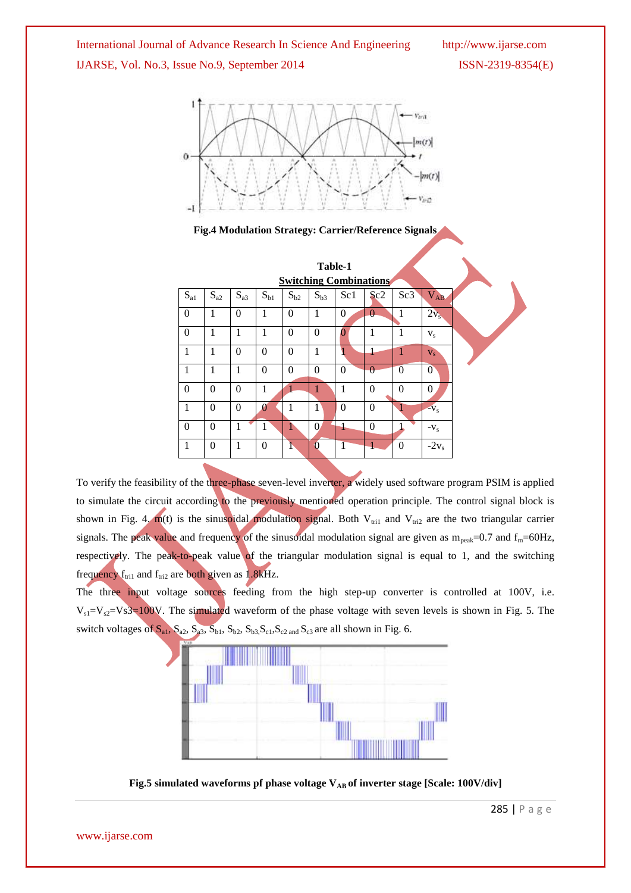Fig.4 Modulation Strategy: Carrier/Reference Signals

**Table-1**

**Switching Combinations**

| $S_{a1}$ | $S_{a2}$ | $S_{a3}$ | $S_{b1}$ | $S_{b2}$ | $S_{b3}$ | Sc1 | Sc2 | Sc3 | $V_{AB}$ |
|---|---|---|---|---|---|---|---|---|---|
| 0 | 1 | 0 | 1 | 0 | 1 | 0 | 0 | 1 | $2v_s$ |
| 0 | 1 | 1 | 1 | 0 | 0 | 0 | 1 | 1 | $v_s$ |
| 1 | 1 | 0 | 0 | 0 | 1 | 1 | 1 | 1 | $v_s$ |
| 1 | 1 | 1 | 0 | 0 | 0 | 0 | 0 | 0 | 0 |
| 0 | 0 | 0 | 1 | 1 | 1 | 1 | 0 | 0 | 0 |
| 1 | 0 | 0 | 0 | 1 | 1 | 0 | 0 | 1 | $-v_s$ |
| 0 | 0 | 1 | 1 | 1 | 0 | 1 | 0 | 1 | $-v_s$ |
| 1 | 0 | 1 | 0 | 1 | 0 | 1 | 1 | 0 | $-2v_s$ |

To verify the feasibility of the three-phase seven-level inverter, a widely used software program PSIM is applied to simulate the circuit according to the previously mentioned operation principle. The control signal block is shown in Fig. 4. m(t) is the sinusoidal modulation signal. Both $V_{tri1}$ and $V_{tri2}$ are the two triangular carrier signals. The peak value and frequency of the sinusoidal modulation signal are given as $m_{peak}=0.7$ and $f_m=60$Hz, respectively. The peak-to-peak value of the triangular modulation signal is equal to 1, and the switching frequency $f_{tri1}$ and $f_{tri2}$ are both given as 1.8kHz.

The three input voltage sources feeding from the high step-up converter is controlled at 100V, i.e. $V_{s1}=V_{s2}=Vs3=100$V. The simulated waveform of the phase voltage with seven levels is shown in Fig. 5. The switch voltages of $S_{a1}$, $S_{a2}$, $S_{a3}$, $S_{b1}$, $S_{b2}$, $S_{b3}$, $S_{c1}$, $S_{c2}$ and $S_{c3}$ are all shown in Fig. 6.

**Fig.5 simulated waveforms pf phase voltage $V_{AB}$ of inverter stage [Scale: 100V/div]**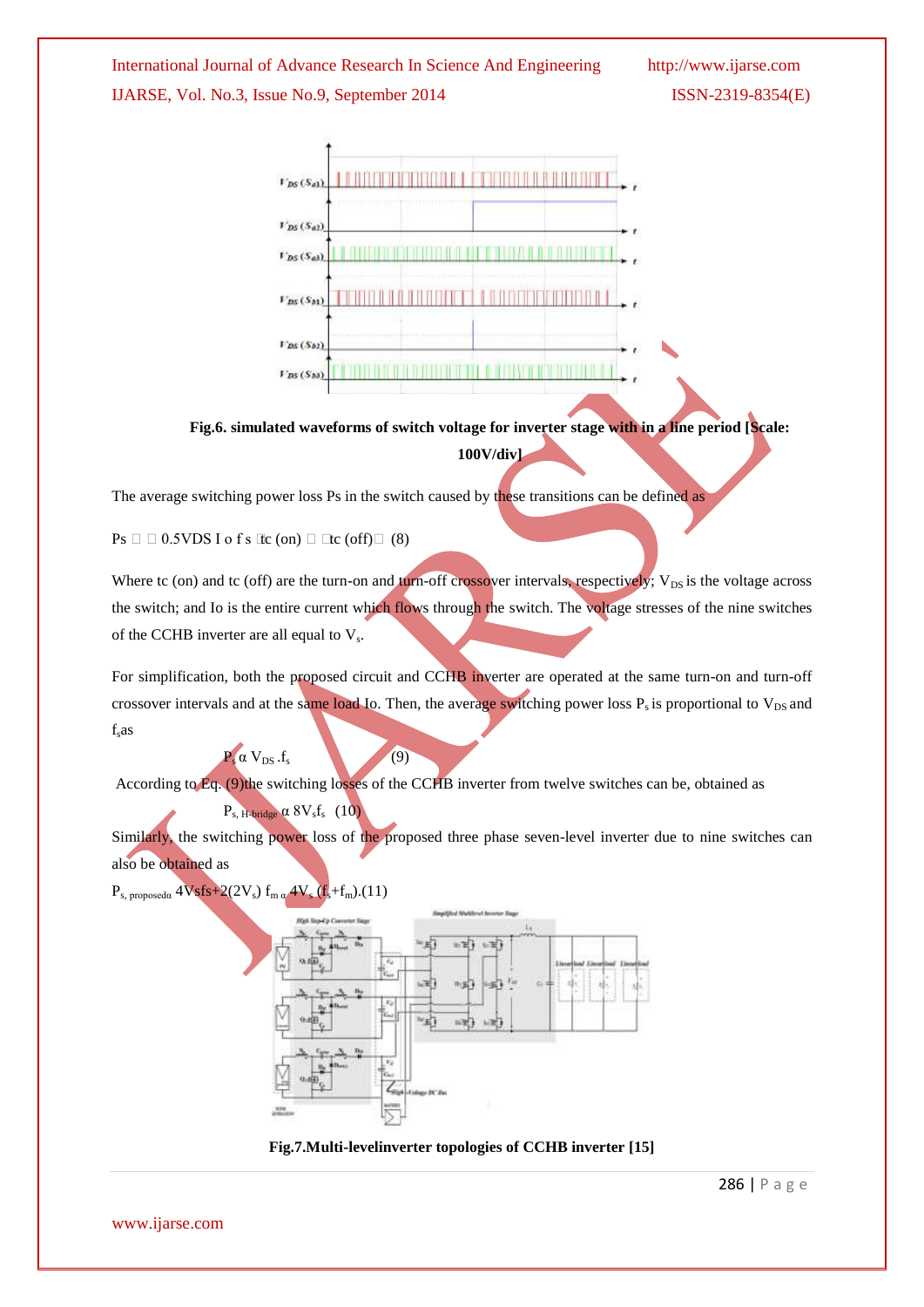Fig.6. simulated waveforms of switch voltage for inverter stage with in a line period [Scale: 100V/div]

The average switching power loss Ps in the switch caused by these transitions can be defined as

Ps □ □ 0.5VDS I o f s □tc (on) □ □tc (off)□ (8)

Where tc (on) and tc (off) are the turn-on and turn-off crossover intervals, respectively; $V_{DS}$ is the voltage across the switch; and Io is the entire current which flows through the switch. The voltage stresses of the nine switches of the CCHB inverter are all equal to $V_s$.

For simplification, both the proposed circuit and CCHB inverter are operated at the same turn-on and turn-off crossover intervals and at the same load Io. Then, the average switching power loss $P_s$ is proportional to $V_{DS}$ and $f_s$as

$$P_s \, \alpha \, V_{DS} . f_s \qquad (9)$$

According to Eq. (9)the switching losses of the CCHB inverter from twelve switches can be, obtained as

$$P_{s,\, H\text{-bridge}} \, \alpha \, 8V_s f_s \quad (10)$$

Similarly, the switching power loss of the proposed three phase seven-level inverter due to nine switches can also be obtained as

$P_{s,\, proposed\alpha}$ $4Vsfs+2(2V_s)\, f_{m\,\alpha}\, 4V_s\, (f_s+f_m)$.(11)

Fig.7.Multi-levelinverter topologies of CCHB inverter [15]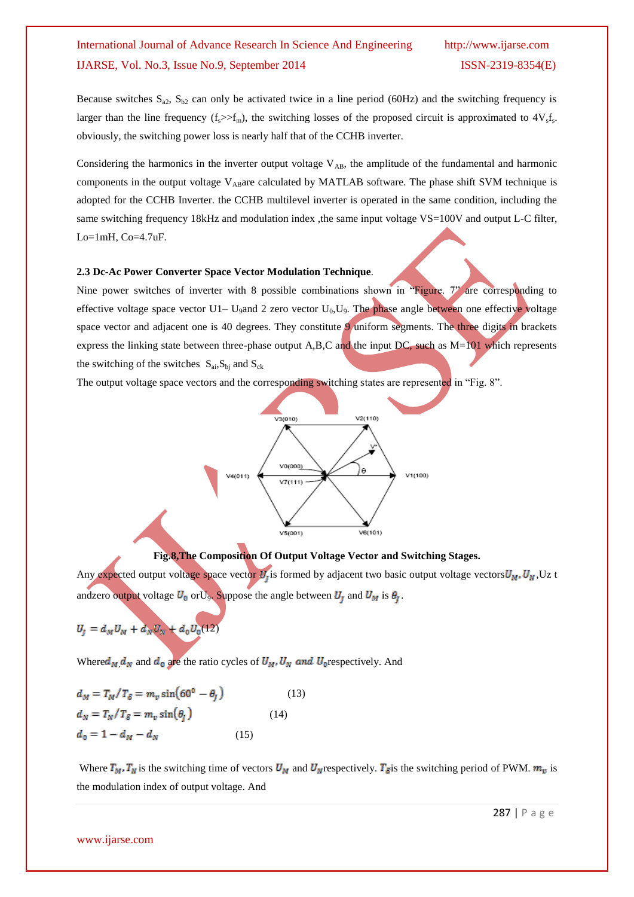Because switches $S_{a2}$, $S_{b2}$ can only be activated twice in a line period (60Hz) and the switching frequency is larger than the line frequency ($f_s$>>$f_m$), the switching losses of the proposed circuit is approximated to $4V_sf_s$. obviously, the switching power loss is nearly half that of the CCHB inverter.

Considering the harmonics in the inverter output voltage $V_{AB}$, the amplitude of the fundamental and harmonic components in the output voltage $V_{AB}$are calculated by MATLAB software. The phase shift SVM technique is adopted for the CCHB Inverter. the CCHB multilevel inverter is operated in the same condition, including the same switching frequency 18kHz and modulation index ,the same input voltage VS=100V and output L-C filter, Lo=1mH, Co=4.7uF.

**2.3 Dc-Ac Power Converter Space Vector Modulation Technique**.

Nine power switches of inverter with 8 possible combinations shown in "Figure. 7" are corresponding to effective voltage space vector U1– $U_9$and 2 zero vector $U_0$,$U_9$. The phase angle between one effective voltage space vector and adjacent one is 40 degrees. They constitute 9 uniform segments. The three digits in brackets express the linking state between three-phase output A,B,C and the input DC, such as M=101 which represents the switching of the switches $S_{ai}$,$S_{bj}$ and $S_{ck}$

The output voltage space vectors and the corresponding switching states are represented in "Fig. 8".

**Fig.8,The Composition Of Output Voltage Vector and Switching Stages.**

Any expected output voltage space vector $U_J$ is formed by adjacent two basic output voltage vectors$U_M$, $U_N$,Uz t andzero output voltage $U_0$ or$U_9$. Suppose the angle between $U_J$ and $U_M$ is $\theta_J$.

$$U_J = d_M U_M + d_N U_N + d_0 U_0 \quad (12)$$

Where$d_M$, $d_N$ and $d_0$ are the ratio cycles of $U_M$, $U_N$ *and* $U_0$respectively. And

$$d_M = T_M / T_S = m_v \sin(60^0 - \theta_J) \quad (13)$$

$$d_N = T_N / T_S = m_v \sin(\theta_J) \quad (14)$$

$$d_0 = 1 - d_M - d_N \quad (15)$$

Where $T_M$, $T_N$ is the switching time of vectors $U_M$ and $U_N$respectively. $T_S$is the switching period of PWM. $m_v$ is the modulation index of output voltage. And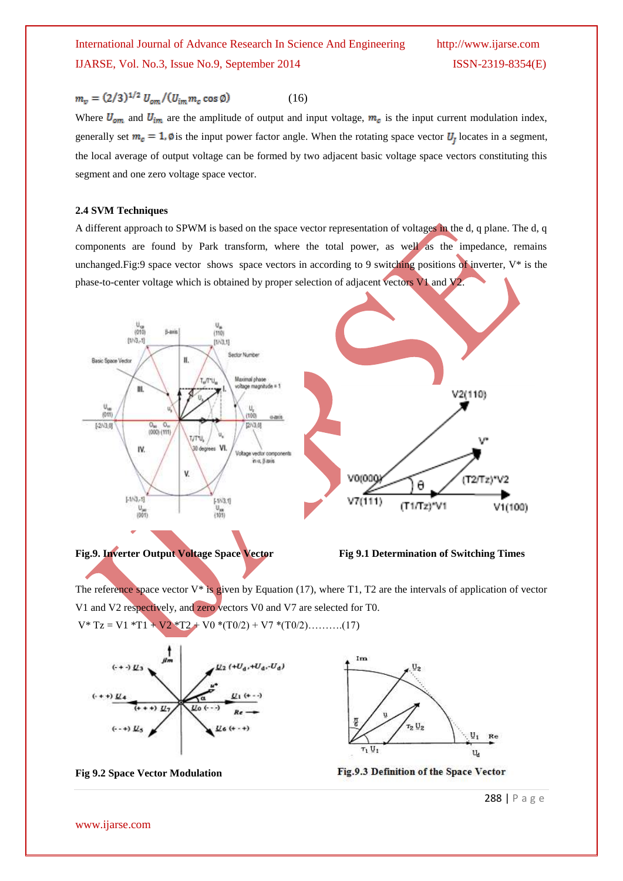$$m_v = (2/3)^{1/2}\, U_{om}/(U_{im}\, m_c \cos\phi) \qquad (16)$$

Where $U_{om}$ and $U_{im}$ are the amplitude of output and input voltage, $m_c$ is the input current modulation index, generally set $m_c = 1$, $\phi$ is the input power factor angle. When the rotating space vector $U_j$ locates in a segment, the local average of output voltage can be formed by two adjacent basic voltage space vectors constituting this segment and one zero voltage space vector.

### 2.4 SVM Techniques

A different approach to SPWM is based on the space vector representation of voltages in the d, q plane. The d, q components are found by Park transform, where the total power, as well as the impedance, remains unchanged.Fig:9 space vector shows space vectors in according to 9 switching positions of inverter, V* is the phase-to-center voltage which is obtained by proper selection of adjacent vectors V1 and V2.

**Fig.9. Inverter Output Voltage Space Vector**

**Fig 9.1 Determination of Switching Times**

The reference space vector V* is given by Equation (17), where T1, T2 are the intervals of application of vector V1 and V2 respectively, and zero vectors V0 and V7 are selected for T0.

V* Tz = V1 *T1 + V2 *T2 + V0 *(T0/2) + V7 *(T0/2)……….(17)

**Fig 9.2 Space Vector Modulation**

**Fig.9.3 Definition of the Space Vector**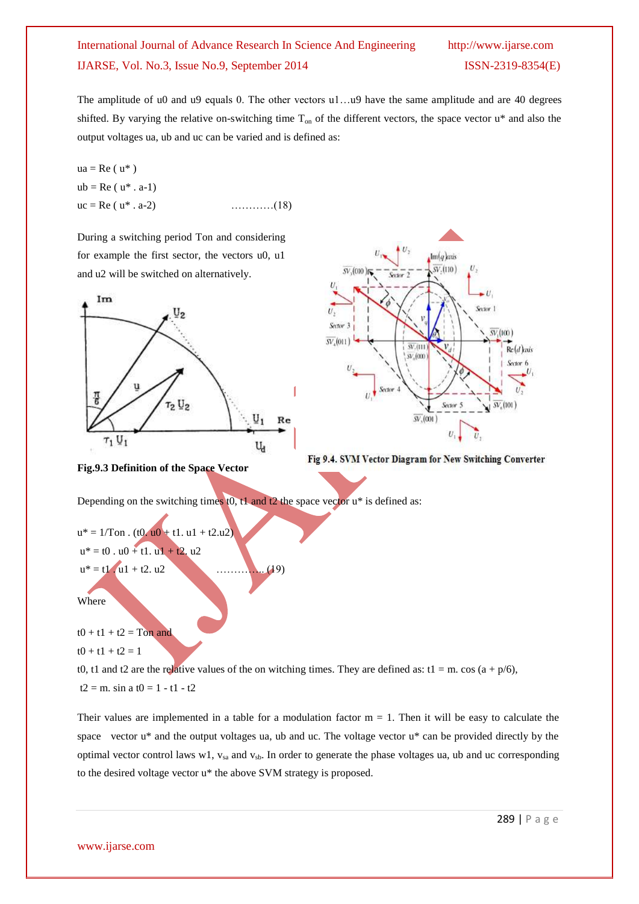The amplitude of u0 and u9 equals 0. The other vectors u1…u9 have the same amplitude and are 40 degrees shifted. By varying the relative on-switching time $T_{on}$ of the different vectors, the space vector u* and also the output voltages ua, ub and uc can be varied and is defined as:

$$ua = Re(u^*)$$
$$ub = Re(u^* . a-1)$$
$$uc = Re(u^* . a-2) \quad \ldots\ldots\ldots\ldots(18)$$

During a switching period Ton and considering for example the first sector, the vectors u0, u1 and u2 will be switched on alternatively.

Fig.9.3 Definition of the Space Vector

Fig 9.4. SVM Vector Diagram for New Switching Converter

Depending on the switching times t0, t1 and t2 the space vector u* is defined as:

$$u^* = 1/Ton . (t0. u0 + t1. u1 + t2.u2)$$
$$u^* = t0 . u0 + t1. u1 + t2. u2$$
$$u^* = t1 . u1 + t2. u2 \quad \ldots\ldots\ldots\ldots..(19)$$

Where

$t0 + t1 + t2 = Ton$ and

$t0 + t1 + t2 = 1$

t0, t1 and t2 are the relative values of the on witching times. They are defined as: $t1 = m. \cos(a + p/6)$, $t2 = m. \sin a$ $t0 = 1 - t1 - t2$

Their values are implemented in a table for a modulation factor m = 1. Then it will be easy to calculate the space vector u* and the output voltages ua, ub and uc. The voltage vector u* can be provided directly by the optimal vector control laws w1, $v_{sa}$ and $v_{sb}$. In order to generate the phase voltages ua, ub and uc corresponding to the desired voltage vector u* the above SVM strategy is proposed.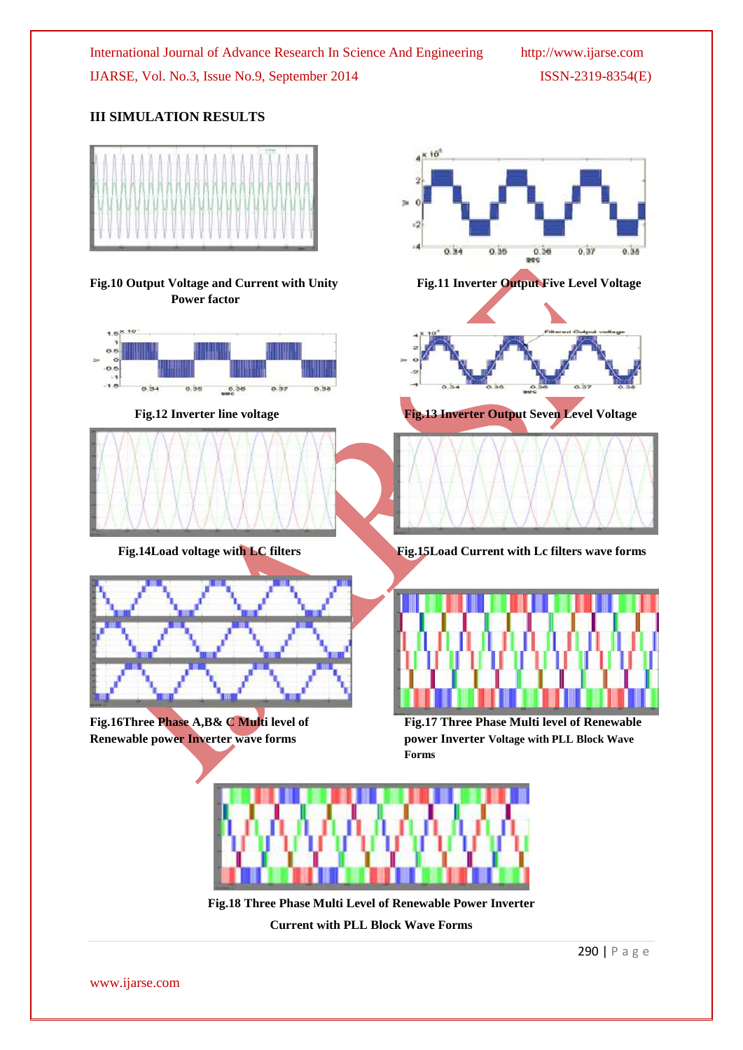### III SIMULATION RESULTS

**Fig.10 Output Voltage and Current with Unity Power factor**

**Fig.11 Inverter Output Five Level Voltage**

**Fig.12 Inverter line voltage**

**Fig.13 Inverter Output Seven Level Voltage**

**Fig.14Load voltage with LC filters**

**Fig.15Load Current with Lc filters wave forms**

**Fig.16Three Phase A,B& C Multi level of Renewable power Inverter wave forms**

**Fig.17 Three Phase Multi level of Renewable power Inverter Voltage with PLL Block Wave Forms**

**Fig.18 Three Phase Multi Level of Renewable Power Inverter Current with PLL Block Wave Forms**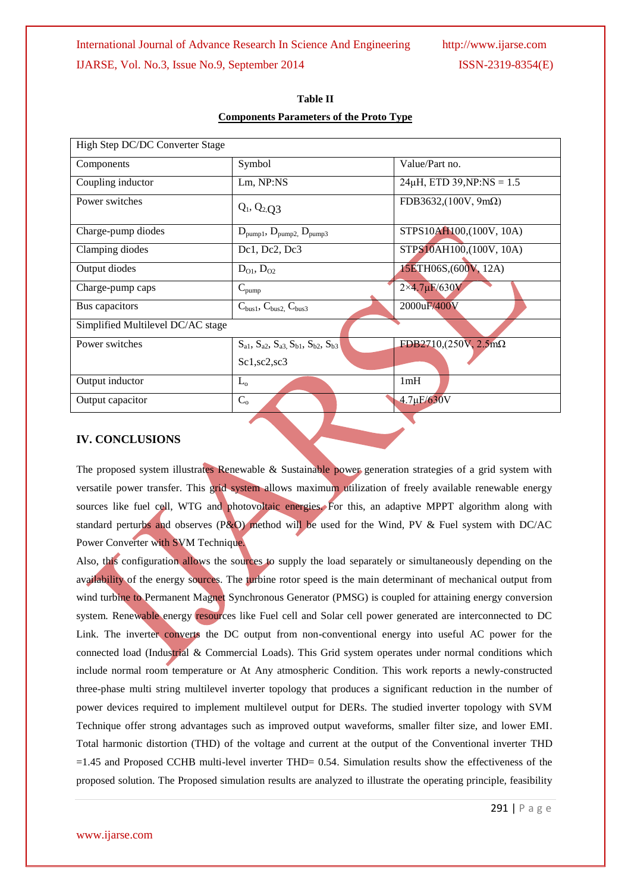**Table II**

**Components Parameters of the Proto Type**

| High Step DC/DC Converter Stage | | |
|---|---|---|
| Components | Symbol | Value/Part no. |
| Coupling inductor | Lm, NP:NS | 24μH, ETD 39,NP:NS = 1.5 |
| Power switches | $Q_1$, $Q_2$,$Q_3$ | FDB3632,(100V, 9mΩ) |
| Charge-pump diodes | $D_{pump1}$, $D_{pump2}$, $D_{pump3}$ | STPS10AH100,(100V, 10A) |
| Clamping diodes | Dc1, Dc2, Dc3 | STPS10AH100,(100V, 10A) |
| Output diodes | $D_{O1}$, $D_{O2}$ | 15ETH06S,(600V, 12A) |
| Charge-pump caps | $C_{pump}$ | 2×4.7μF/630V |
| Bus capacitors | $C_{bus1}$, $C_{bus2}$, $C_{bus3}$ | 2000uF/400V |
| Simplified Multilevel DC/AC stage | | |
| Power switches | $S_{a1}$, $S_{a2}$, $S_{a3}$, $S_{b1}$, $S_{b2}$, $S_{b3}$ Sc1,sc2,sc3 | FDB2710,(250V, 2.5mΩ |
| Output inductor | $L_o$ | 1mH |
| Output capacitor | $C_o$ | 4.7μF/630V |

## IV. CONCLUSIONS

The proposed system illustrates Renewable & Sustainable power generation strategies of a grid system with versatile power transfer. This grid system allows maximum utilization of freely available renewable energy sources like fuel cell, WTG and photovoltaic energies. For this, an adaptive MPPT algorithm along with standard perturbs and observes (P&O) method will be used for the Wind, PV & Fuel system with DC/AC Power Converter with SVM Technique.

Also, this configuration allows the sources to supply the load separately or simultaneously depending on the availability of the energy sources. The turbine rotor speed is the main determinant of mechanical output from wind turbine to Permanent Magnet Synchronous Generator (PMSG) is coupled for attaining energy conversion system. Renewable energy resources like Fuel cell and Solar cell power generated are interconnected to DC Link. The inverter converts the DC output from non-conventional energy into useful AC power for the connected load (Industrial & Commercial Loads). This Grid system operates under normal conditions which include normal room temperature or At Any atmospheric Condition. This work reports a newly-constructed three-phase multi string multilevel inverter topology that produces a significant reduction in the number of power devices required to implement multilevel output for DERs. The studied inverter topology with SVM Technique offer strong advantages such as improved output waveforms, smaller filter size, and lower EMI. Total harmonic distortion (THD) of the voltage and current at the output of the Conventional inverter THD =1.45 and Proposed CCHB multi-level inverter THD= 0.54. Simulation results show the effectiveness of the proposed solution. The Proposed simulation results are analyzed to illustrate the operating principle, feasibility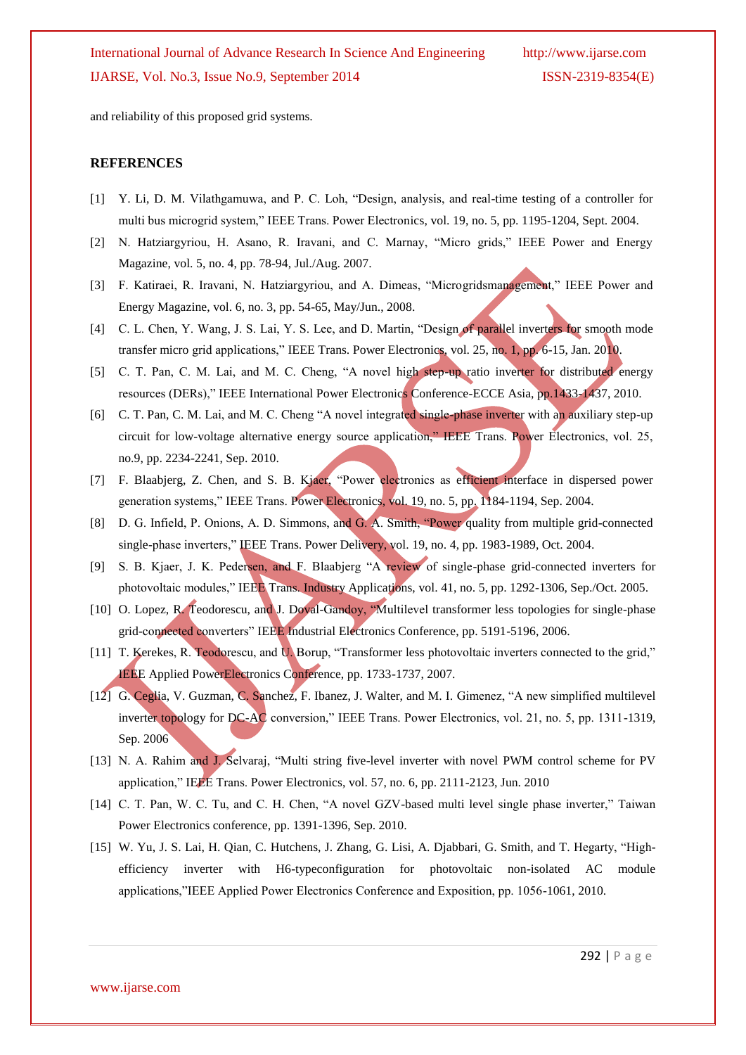and reliability of this proposed grid systems.

## REFERENCES

[1] Y. Li, D. M. Vilathgamuwa, and P. C. Loh, "Design, analysis, and real-time testing of a controller for multi bus microgrid system," IEEE Trans. Power Electronics, vol. 19, no. 5, pp. 1195-1204, Sept. 2004.

[2] N. Hatziargyriou, H. Asano, R. Iravani, and C. Marnay, "Micro grids," IEEE Power and Energy Magazine, vol. 5, no. 4, pp. 78-94, Jul./Aug. 2007.

[3] F. Katiraei, R. Iravani, N. Hatziargyriou, and A. Dimeas, "Microgridsmanagement," IEEE Power and Energy Magazine, vol. 6, no. 3, pp. 54-65, May/Jun., 2008.

[4] C. L. Chen, Y. Wang, J. S. Lai, Y. S. Lee, and D. Martin, "Design of parallel inverters for smooth mode transfer micro grid applications," IEEE Trans. Power Electronics, vol. 25, no. 1, pp. 6-15, Jan. 2010.

[5] C. T. Pan, C. M. Lai, and M. C. Cheng, "A novel high step-up ratio inverter for distributed energy resources (DERs)," IEEE International Power Electronics Conference-ECCE Asia, pp.1433-1437, 2010.

[6] C. T. Pan, C. M. Lai, and M. C. Cheng "A novel integrated single-phase inverter with an auxiliary step-up circuit for low-voltage alternative energy source application," IEEE Trans. Power Electronics, vol. 25, no.9, pp. 2234-2241, Sep. 2010.

[7] F. Blaabjerg, Z. Chen, and S. B. Kjaer, "Power electronics as efficient interface in dispersed power generation systems," IEEE Trans. Power Electronics, vol. 19, no. 5, pp. 1184-1194, Sep. 2004.

[8] D. G. Infield, P. Onions, A. D. Simmons, and G. A. Smith, "Power quality from multiple grid-connected single-phase inverters," IEEE Trans. Power Delivery, vol. 19, no. 4, pp. 1983-1989, Oct. 2004.

[9] S. B. Kjaer, J. K. Pedersen, and F. Blaabjerg "A review of single-phase grid-connected inverters for photovoltaic modules," IEEE Trans. Industry Applications, vol. 41, no. 5, pp. 1292-1306, Sep./Oct. 2005.

[10] O. Lopez, R. Teodorescu, and J. Doval-Gandoy, "Multilevel transformer less topologies for single-phase grid-connected converters" IEEE Industrial Electronics Conference, pp. 5191-5196, 2006.

[11] T. Kerekes, R. Teodorescu, and U. Borup, "Transformer less photovoltaic inverters connected to the grid," IEEE Applied PowerElectronics Conference, pp. 1733-1737, 2007.

[12] G. Ceglia, V. Guzman, C. Sanchez, F. Ibanez, J. Walter, and M. I. Gimenez, "A new simplified multilevel inverter topology for DC-AC conversion," IEEE Trans. Power Electronics, vol. 21, no. 5, pp. 1311-1319, Sep. 2006

[13] N. A. Rahim and J. Selvaraj, "Multi string five-level inverter with novel PWM control scheme for PV application," IEEE Trans. Power Electronics, vol. 57, no. 6, pp. 2111-2123, Jun. 2010

[14] C. T. Pan, W. C. Tu, and C. H. Chen, "A novel GZV-based multi level single phase inverter," Taiwan Power Electronics conference, pp. 1391-1396, Sep. 2010.

[15] W. Yu, J. S. Lai, H. Qian, C. Hutchens, J. Zhang, G. Lisi, A. Djabbari, G. Smith, and T. Hegarty, "High-efficiency inverter with H6-typeconfiguration for photovoltaic non-isolated AC module applications,"IEEE Applied Power Electronics Conference and Exposition, pp. 1056-1061, 2010.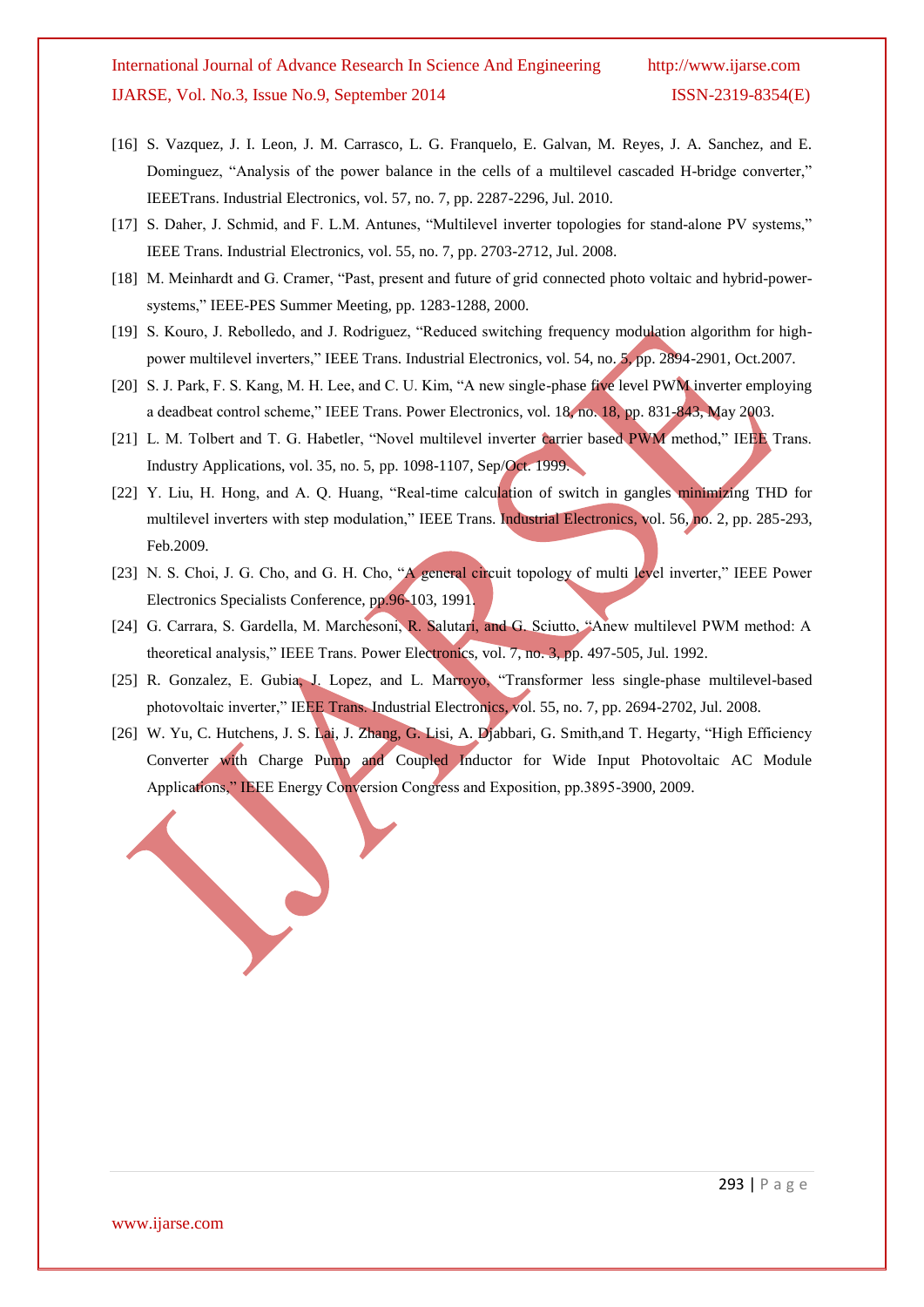[16] S. Vazquez, J. I. Leon, J. M. Carrasco, L. G. Franquelo, E. Galvan, M. Reyes, J. A. Sanchez, and E. Dominguez, “Analysis of the power balance in the cells of a multilevel cascaded H-bridge converter,” IEEETrans. Industrial Electronics, vol. 57, no. 7, pp. 2287-2296, Jul. 2010.

[17] S. Daher, J. Schmid, and F. L.M. Antunes, “Multilevel inverter topologies for stand-alone PV systems,” IEEE Trans. Industrial Electronics, vol. 55, no. 7, pp. 2703-2712, Jul. 2008.

[18] M. Meinhardt and G. Cramer, “Past, present and future of grid connected photo voltaic and hybrid-power-systems,” IEEE-PES Summer Meeting, pp. 1283-1288, 2000.

[19] S. Kouro, J. Rebolledo, and J. Rodriguez, “Reduced switching frequency modulation algorithm for high-power multilevel inverters,” IEEE Trans. Industrial Electronics, vol. 54, no. 5, pp. 2894-2901, Oct.2007.

[20] S. J. Park, F. S. Kang, M. H. Lee, and C. U. Kim, “A new single-phase five level PWM inverter employing a deadbeat control scheme,” IEEE Trans. Power Electronics, vol. 18, no. 18, pp. 831-843, May 2003.

[21] L. M. Tolbert and T. G. Habetler, “Novel multilevel inverter carrier based PWM method,” IEEE Trans. Industry Applications, vol. 35, no. 5, pp. 1098-1107, Sep/Oct. 1999.

[22] Y. Liu, H. Hong, and A. Q. Huang, “Real-time calculation of switch in gangles minimizing THD for multilevel inverters with step modulation,” IEEE Trans. Industrial Electronics, vol. 56, no. 2, pp. 285-293, Feb.2009.

[23] N. S. Choi, J. G. Cho, and G. H. Cho, “A general circuit topology of multi level inverter,” IEEE Power Electronics Specialists Conference, pp.96-103, 1991.

[24] G. Carrara, S. Gardella, M. Marchesoni, R. Salutari, and G. Sciutto, “Anew multilevel PWM method: A theoretical analysis,” IEEE Trans. Power Electronics, vol. 7, no. 3, pp. 497-505, Jul. 1992.

[25] R. Gonzalez, E. Gubia, J. Lopez, and L. Marroyo, “Transformer less single-phase multilevel-based photovoltaic inverter,” IEEE Trans. Industrial Electronics, vol. 55, no. 7, pp. 2694-2702, Jul. 2008.

[26] W. Yu, C. Hutchens, J. S. Lai, J. Zhang, G. Lisi, A. Djabbari, G. Smith,and T. Hegarty, “High Efficiency Converter with Charge Pump and Coupled Inductor for Wide Input Photovoltaic AC Module Applications,” IEEE Energy Conversion Congress and Exposition, pp.3895-3900, 2009.